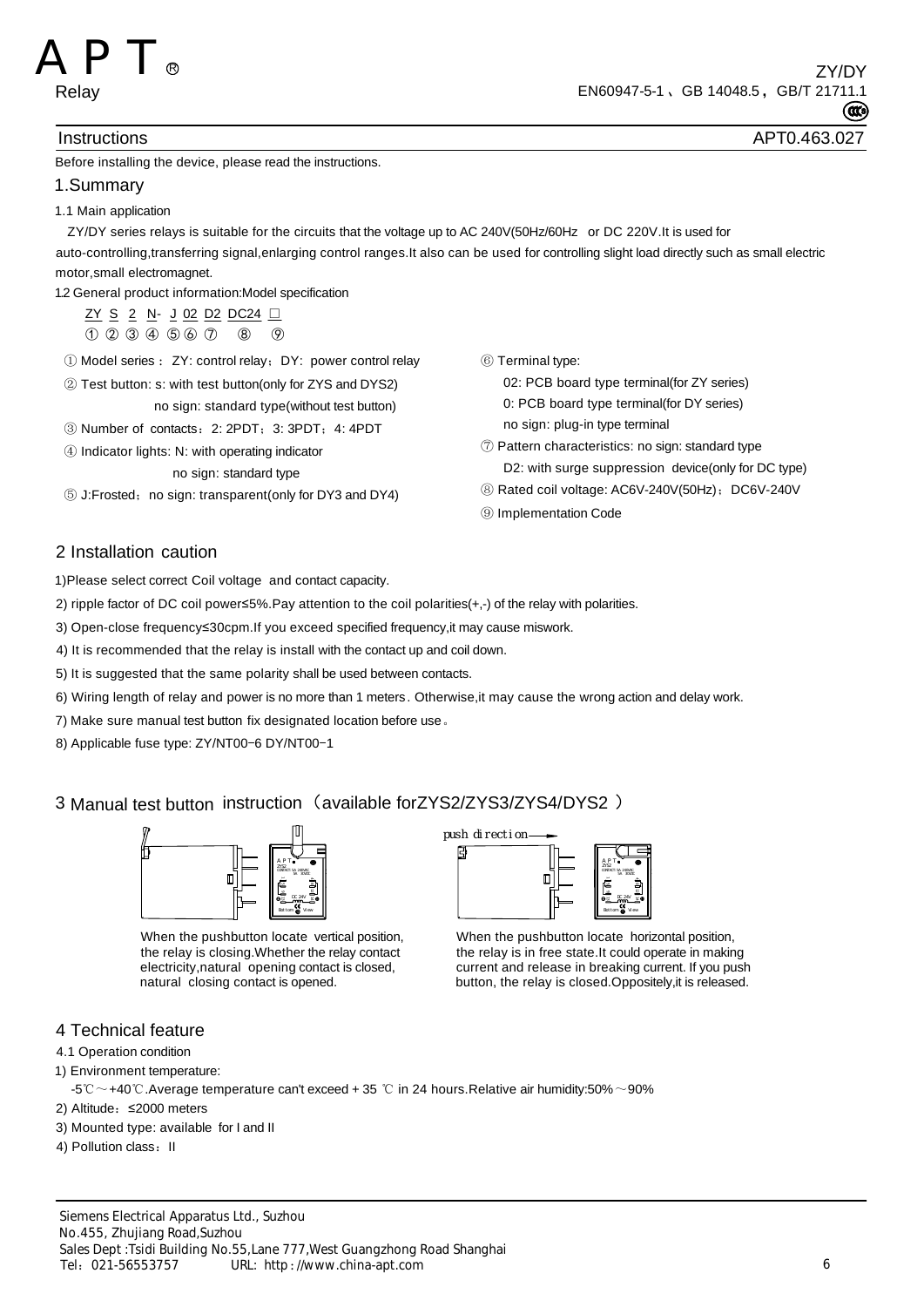APT® Relay

ZY/DY
EN60947-5-1、GB 14048.5，GB/T 21711.1

Instructions APT0.463.027

Before installing the device, please read the instructions.

## 1.Summary

1.1 Main application

ZY/DY series relays is suitable for the circuits that the voltage up to AC 240V(50Hz/60Hz or DC 220V.It is used for auto-controlling,transferring signal,enlarging control ranges.It also can be used for controlling slight load directly such as small electric motor,small electromagnet.

1.2 General product information:Model specification

ZY S 2 N- J 02 D2 DC24 □
① ② ③ ④ ⑤ ⑥ ⑦ ⑧ ⑨

① Model series ： ZY: control relay；DY: power control relay

② Test button: s: with test button(only for ZYS and DYS2)
no sign: standard type(without test button)

③ Number of contacts：2: 2PDT；3: 3PDT；4: 4PDT

④ Indicator lights: N: with operating indicator
no sign: standard type

⑤ J:Frosted；no sign: transparent(only for DY3 and DY4)

⑥ Terminal type:
02: PCB board type terminal(for ZY series)
0: PCB board type terminal(for DY series)
no sign: plug-in type terminal

⑦ Pattern characteristics: no sign: standard type
D2: with surge suppression device(only for DC type)

⑧ Rated coil voltage: AC6V-240V(50Hz)；DC6V-240V

⑨ Implementation Code

## 2 Installation caution

1)Please select correct Coil voltage and contact capacity.

2) ripple factor of DC coil power≤5%.Pay attention to the coil polarities(+,-) of the relay with polarities.

3) Open-close frequency≤30cpm.If you exceed specified frequency,it may cause miswork.

4) It is recommended that the relay is install with the contact up and coil down.

5) It is suggested that the same polarity shall be used between contacts.

6) Wiring length of relay and power is no more than 1 meters. Otherwise,it may cause the wrong action and delay work.

7) Make sure manual test button fix designated location before use。

8) Applicable fuse type: ZY/NT00−6 DY/NT00−1

## 3 Manual test button instruction（available forZYS2/ZYS3/ZYS4/DYS2 ）

When the pushbutton locate vertical position, the relay is closing.Whether the relay contact electricity,natural opening contact is closed, natural closing contact is opened.

push direction

When the pushbutton locate horizontal position, the relay is in free state.It could operate in making current and release in breaking current. If you push button, the relay is closed.Oppositely,it is released.

## 4 Technical feature

4.1 Operation condition

1) Environment temperature:

-5℃～+40℃.Average temperature can't exceed + 35 ℃ in 24 hours.Relative air humidity:50%～90%

2) Altitude：≤2000 meters

3) Mounted type: available for I and II

4) Pollution class：II

Siemens Electrical Apparatus Ltd., Suzhou
No.455, Zhujiang Road,Suzhou
Sales Dept :Tsidi Building No.55,Lane 777,West Guangzhong Road Shanghai
Tel：021-56553757 URL: http://www.china-apt.com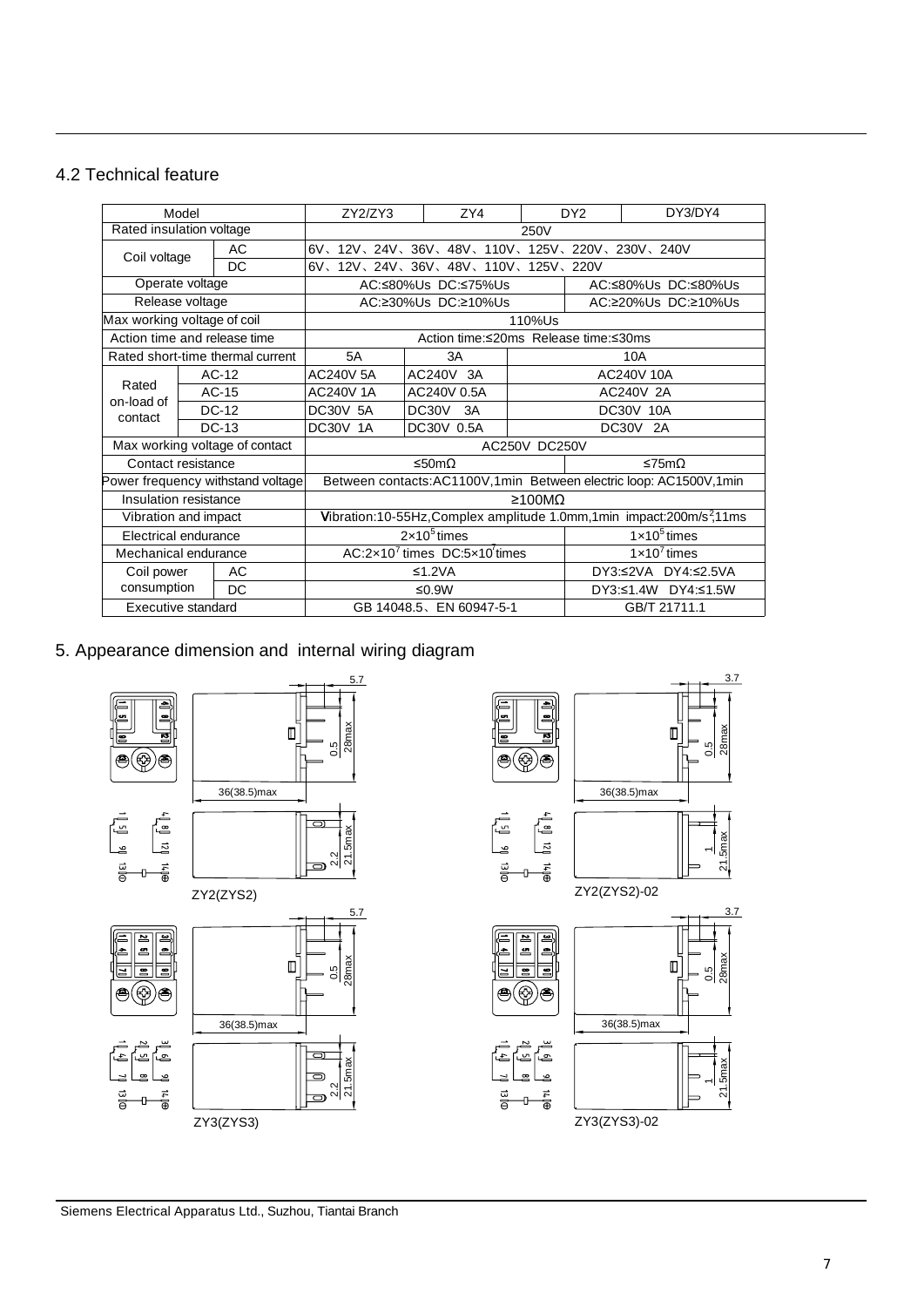## 4.2 Technical feature

| Model | | ZY2/ZY3 | ZY4 | DY2 | DY3/DY4 |
|---|---|---|---|---|---|
| Rated insulation voltage | | 250V | | | |
| Coil voltage | AC | 6V、12V、24V、36V、48V、110V、125V、220V、230V、240V | | | |
| | DC | 6V、12V、24V、36V、48V、110V、125V、220V | | | |
| Operate voltage | | AC:≤80%Us DC:≤75%Us | | | AC:≤80%Us DC:≤80%Us |
| Release voltage | | AC:≥30%Us DC:≥10%Us | | | AC:≥20%Us DC:≥10%Us |
| Max working voltage of coil | | 110%Us | | | |
| Action time and release time | | Action time:≤20ms Release time:≤30ms | | | |
| Rated short-time thermal current | | 5A | 3A | 10A | |
| Rated on-load of contact | AC-12 | AC240V 5A | AC240V 3A | AC240V 10A | |
| | AC-15 | AC240V 1A | AC240V 0.5A | AC240V 2A | |
| | DC-12 | DC30V 5A | DC30V 3A | DC30V 10A | |
| | DC-13 | DC30V 1A | DC30V 0.5A | DC30V 2A | |
| Max working voltage of contact | | AC250V DC250V | | | |
| Contact resistance | | ≤50mΩ | | | ≤75mΩ |
| Power frequency withstand voltage | | Between contacts:AC1100V,1min Between electric loop: AC1500V,1min | | | |
| Insulation resistance | | ≥100MΩ | | | |
| Vibration and impact | | Vibration:10-55Hz,Complex amplitude 1.0mm,1min impact:200m/s$^2$,11ms | | | |
| Electrical endurance | | $2\times10^5$ times | | | $1\times10^5$ times |
| Mechanical endurance | | AC:$2\times10^7$ times DC:$5\times10^7$ times | | | $1\times10^7$ times |
| Coil power consumption | AC | ≤1.2VA | | | DY3:≤2VA DY4:≤2.5VA |
| | DC | ≤0.9W | | | DY3:≤1.4W DY4:≤1.5W |
| Executive standard | | GB 14048.5、EN 60947-5-1 | | | GB/T 21711.1 |

## 5. Appearance dimension and internal wiring diagram

ZY2(ZYS2)

ZY2(ZYS2)-02

ZY3(ZYS3)

ZY3(ZYS3)-02

Siemens Electrical Apparatus Ltd., Suzhou, Tiantai Branch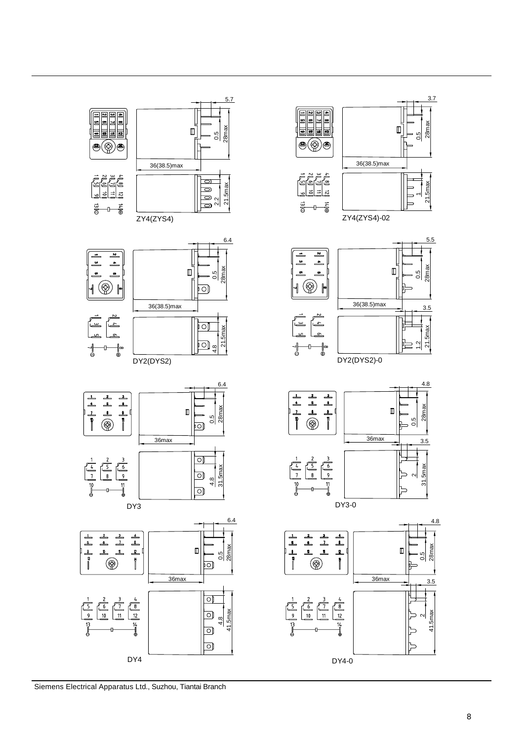ZY4(ZYS4)

ZY4(ZYS4)-02

DY2(DYS2)

DY2(DYS2)-0

DY3

DY3-0

DY4

DY4-0

Siemens Electrical Apparatus Ltd., Suzhou, Tiantai Branch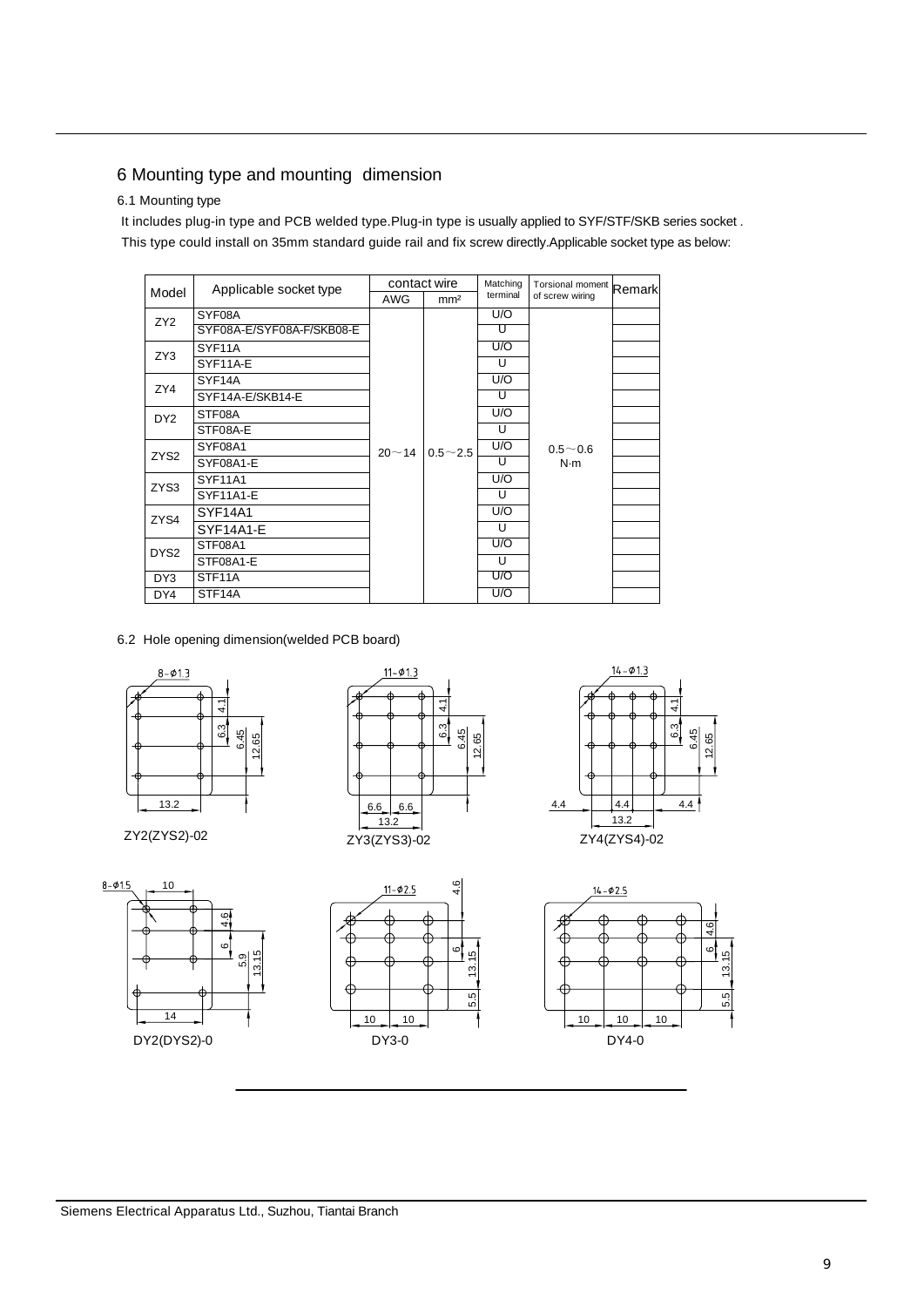## 6 Mounting type and mounting dimension

### 6.1 Mounting type

It includes plug-in type and PCB welded type.Plug-in type is usually applied to SYF/STF/SKB series socket .
This type could install on 35mm standard guide rail and fix screw directly.Applicable socket type as below:

| Model | Applicable socket type | contact wire | | Matching terminal | Torsional moment of screw wiring | Remark |
|---|---|---|---|---|---|---|
| | | AWG | mm² | | | |
| ZY2 | SYF08A | 20～14 | 0.5～2.5 | U/O | 0.5～0.6 N·m | |
| | SYF08A-E/SYF08A-F/SKB08-E | | | U | | |
| ZY3 | SYF11A | | | U/O | | |
| | SYF11A-E | | | U | | |
| ZY4 | SYF14A | | | U/O | | |
| | SYF14A-E/SKB14-E | | | U | | |
| DY2 | STF08A | | | U/O | | |
| | STF08A-E | | | U | | |
| ZYS2 | SYF08A1 | | | U/O | | |
| | SYF08A1-E | | | U | | |
| ZYS3 | SYF11A1 | | | U/O | | |
| | SYF11A1-E | | | U | | |
| ZYS4 | SYF14A1 | | | U/O | | |
| | SYF14A1-E | | | U | | |
| DYS2 | STF08A1 | | | U/O | | |
| | STF08A1-E | | | U | | |
| DY3 | STF11A | | | U/O | | |
| DY4 | STF14A | | | U/O | | |

### 6.2 Hole opening dimension(welded PCB board)

8-Φ1.3
4.1
6.3
6.45
12.65
13.2
ZY2(ZYS2)-02

11-Φ1.3
4.1
6.3
6.45
12.65
6.6 6.6
13.2
ZY3(ZYS3)-02

14-Φ1.3
4.1
6.3
6.45
12.65
4.4 4.4 4.4
13.2
ZY4(ZYS4)-02

8-Φ1.5
10
4.6
6
5.9
13.15
14
DY2(DYS2)-0

11-Φ2.5
4.6
6
13.15
5.5
10 10
DY3-0

14-Φ2.5
4.6
6
13.15
5.5
10 10 10
DY4-0

Siemens Electrical Apparatus Ltd., Suzhou, Tiantai Branch